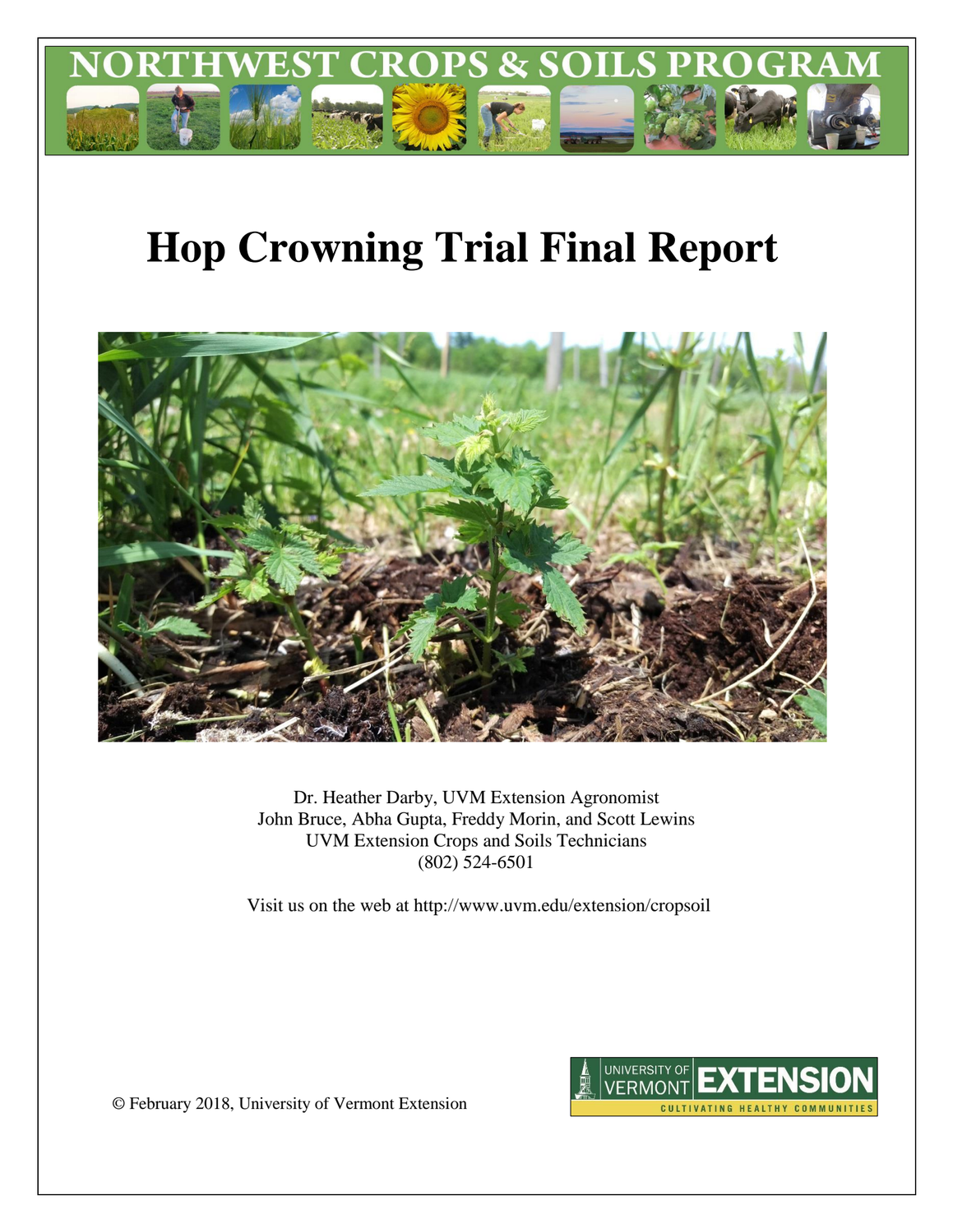NORTHWEST CROPS & SOILS PROGRAM

# Hop Crowning Trial Final Report

Dr. Heather Darby, UVM Extension Agronomist
John Bruce, Abha Gupta, Freddy Morin, and Scott Lewins
UVM Extension Crops and Soils Technicians
(802) 524-6501

Visit us on the web at http://www.uvm.edu/extension/cropsoil

© February 2018, University of Vermont Extension

UNIVERSITY OF VERMONT EXTENSION
CULTIVATING HEALTHY COMMUNITIES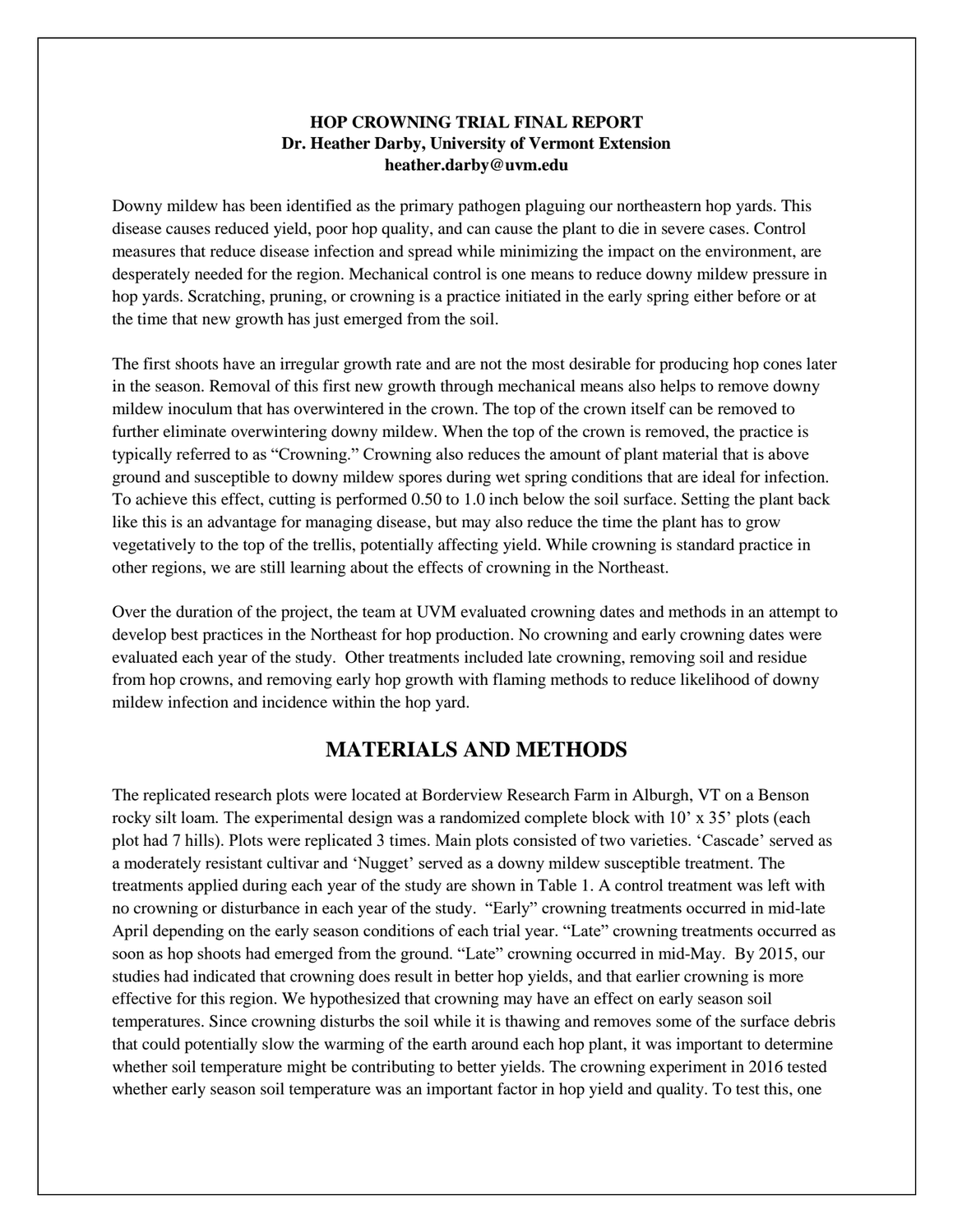**HOP CROWNING TRIAL FINAL REPORT**
**Dr. Heather Darby, University of Vermont Extension**
**heather.darby@uvm.edu**

Downy mildew has been identified as the primary pathogen plaguing our northeastern hop yards. This disease causes reduced yield, poor hop quality, and can cause the plant to die in severe cases. Control measures that reduce disease infection and spread while minimizing the impact on the environment, are desperately needed for the region. Mechanical control is one means to reduce downy mildew pressure in hop yards. Scratching, pruning, or crowning is a practice initiated in the early spring either before or at the time that new growth has just emerged from the soil.

The first shoots have an irregular growth rate and are not the most desirable for producing hop cones later in the season. Removal of this first new growth through mechanical means also helps to remove downy mildew inoculum that has overwintered in the crown. The top of the crown itself can be removed to further eliminate overwintering downy mildew. When the top of the crown is removed, the practice is typically referred to as "Crowning." Crowning also reduces the amount of plant material that is above ground and susceptible to downy mildew spores during wet spring conditions that are ideal for infection. To achieve this effect, cutting is performed 0.50 to 1.0 inch below the soil surface. Setting the plant back like this is an advantage for managing disease, but may also reduce the time the plant has to grow vegetatively to the top of the trellis, potentially affecting yield. While crowning is standard practice in other regions, we are still learning about the effects of crowning in the Northeast.

Over the duration of the project, the team at UVM evaluated crowning dates and methods in an attempt to develop best practices in the Northeast for hop production. No crowning and early crowning dates were evaluated each year of the study. Other treatments included late crowning, removing soil and residue from hop crowns, and removing early hop growth with flaming methods to reduce likelihood of downy mildew infection and incidence within the hop yard.

## MATERIALS AND METHODS

The replicated research plots were located at Borderview Research Farm in Alburgh, VT on a Benson rocky silt loam. The experimental design was a randomized complete block with 10' x 35' plots (each plot had 7 hills). Plots were replicated 3 times. Main plots consisted of two varieties. 'Cascade' served as a moderately resistant cultivar and 'Nugget' served as a downy mildew susceptible treatment. The treatments applied during each year of the study are shown in Table 1. A control treatment was left with no crowning or disturbance in each year of the study. "Early" crowning treatments occurred in mid-late April depending on the early season conditions of each trial year. "Late" crowning treatments occurred as soon as hop shoots had emerged from the ground. "Late" crowning occurred in mid-May. By 2015, our studies had indicated that crowning does result in better hop yields, and that earlier crowning is more effective for this region. We hypothesized that crowning may have an effect on early season soil temperatures. Since crowning disturbs the soil while it is thawing and removes some of the surface debris that could potentially slow the warming of the earth around each hop plant, it was important to determine whether soil temperature might be contributing to better yields. The crowning experiment in 2016 tested whether early season soil temperature was an important factor in hop yield and quality. To test this, one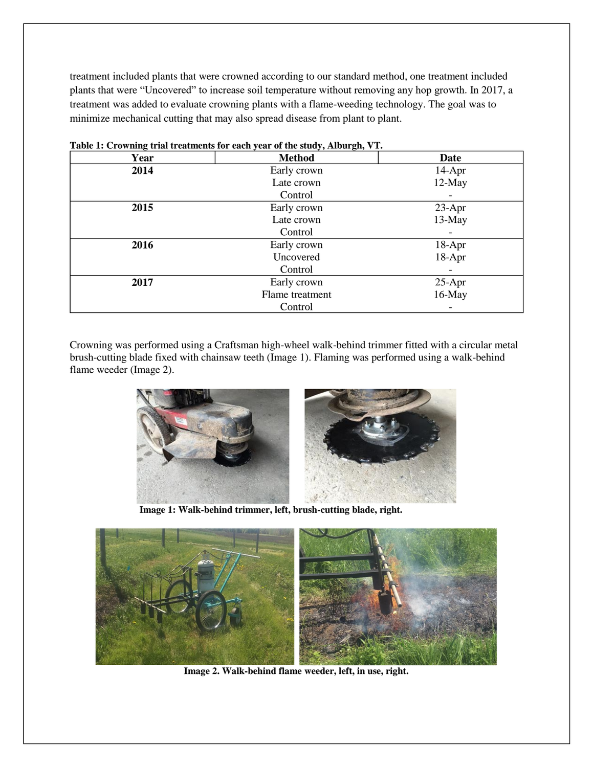treatment included plants that were crowned according to our standard method, one treatment included plants that were "Uncovered" to increase soil temperature without removing any hop growth. In 2017, a treatment was added to evaluate crowning plants with a flame-weeding technology. The goal was to minimize mechanical cutting that may also spread disease from plant to plant.

**Table 1: Crowning trial treatments for each year of the study, Alburgh, VT.**

| Year | Method | Date |
|---|---|---|
| **2014** | Early crown | 14-Apr |
| | Late crown | 12-May |
| | Control | - |
| **2015** | Early crown | 23-Apr |
| | Late crown | 13-May |
| | Control | - |
| **2016** | Early crown | 18-Apr |
| | Uncovered | 18-Apr |
| | Control | - |
| **2017** | Early crown | 25-Apr |
| | Flame treatment | 16-May |
| | Control | - |

Crowning was performed using a Craftsman high-wheel walk-behind trimmer fitted with a circular metal brush-cutting blade fixed with chainsaw teeth (Image 1). Flaming was performed using a walk-behind flame weeder (Image 2).

**Image 1: Walk-behind trimmer, left, brush-cutting blade, right.**

**Image 2. Walk-behind flame weeder, left, in use, right.**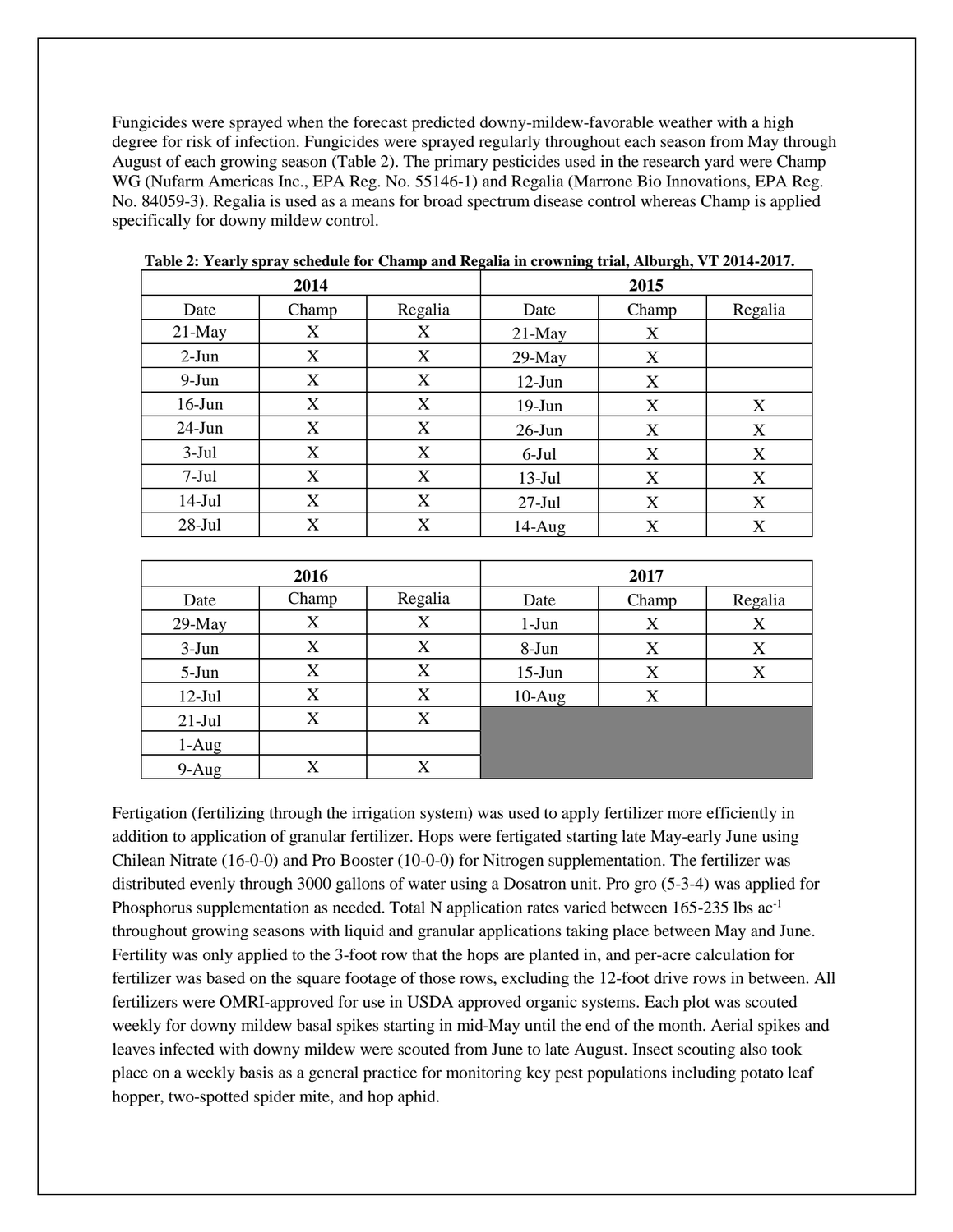Fungicides were sprayed when the forecast predicted downy-mildew-favorable weather with a high degree for risk of infection. Fungicides were sprayed regularly throughout each season from May through August of each growing season (Table 2). The primary pesticides used in the research yard were Champ WG (Nufarm Americas Inc., EPA Reg. No. 55146-1) and Regalia (Marrone Bio Innovations, EPA Reg. No. 84059-3). Regalia is used as a means for broad spectrum disease control whereas Champ is applied specifically for downy mildew control.

**Table 2: Yearly spray schedule for Champ and Regalia in crowning trial, Alburgh, VT 2014-2017.**

| 2014 | | | 2015 | | |
|---|---|---|---|---|---|
| Date | Champ | Regalia | Date | Champ | Regalia |
| 21-May | X | X | 21-May | X | |
| 2-Jun | X | X | 29-May | X | |
| 9-Jun | X | X | 12-Jun | X | |
| 16-Jun | X | X | 19-Jun | X | X |
| 24-Jun | X | X | 26-Jun | X | X |
| 3-Jul | X | X | 6-Jul | X | X |
| 7-Jul | X | X | 13-Jul | X | X |
| 14-Jul | X | X | 27-Jul | X | X |
| 28-Jul | X | X | 14-Aug | X | X |

| 2016 | | | 2017 | | |
|---|---|---|---|---|---|
| Date | Champ | Regalia | Date | Champ | Regalia |
| 29-May | X | X | 1-Jun | X | X |
| 3-Jun | X | X | 8-Jun | X | X |
| 5-Jun | X | X | 15-Jun | X | X |
| 12-Jul | X | X | 10-Aug | X | |
| 21-Jul | X | X | | | |
| 1-Aug | | | | | |
| 9-Aug | X | X | | | |

Fertigation (fertilizing through the irrigation system) was used to apply fertilizer more efficiently in addition to application of granular fertilizer. Hops were fertigated starting late May-early June using Chilean Nitrate (16-0-0) and Pro Booster (10-0-0) for Nitrogen supplementation. The fertilizer was distributed evenly through 3000 gallons of water using a Dosatron unit. Pro gro (5-3-4) was applied for Phosphorus supplementation as needed. Total N application rates varied between 165-235 lbs ac$^{-1}$ throughout growing seasons with liquid and granular applications taking place between May and June. Fertility was only applied to the 3-foot row that the hops are planted in, and per-acre calculation for fertilizer was based on the square footage of those rows, excluding the 12-foot drive rows in between. All fertilizers were OMRI-approved for use in USDA approved organic systems. Each plot was scouted weekly for downy mildew basal spikes starting in mid-May until the end of the month. Aerial spikes and leaves infected with downy mildew were scouted from June to late August. Insect scouting also took place on a weekly basis as a general practice for monitoring key pest populations including potato leaf hopper, two-spotted spider mite, and hop aphid.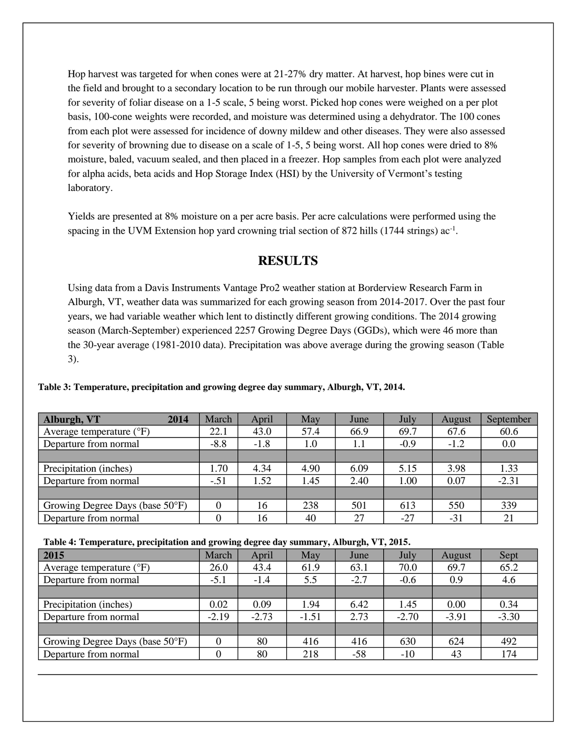Hop harvest was targeted for when cones were at 21-27% dry matter. At harvest, hop bines were cut in the field and brought to a secondary location to be run through our mobile harvester. Plants were assessed for severity of foliar disease on a 1-5 scale, 5 being worst. Picked hop cones were weighed on a per plot basis, 100-cone weights were recorded, and moisture was determined using a dehydrator. The 100 cones from each plot were assessed for incidence of downy mildew and other diseases. They were also assessed for severity of browning due to disease on a scale of 1-5, 5 being worst. All hop cones were dried to 8% moisture, baled, vacuum sealed, and then placed in a freezer. Hop samples from each plot were analyzed for alpha acids, beta acids and Hop Storage Index (HSI) by the University of Vermont's testing laboratory.

Yields are presented at 8% moisture on a per acre basis. Per acre calculations were performed using the spacing in the UVM Extension hop yard crowning trial section of 872 hills (1744 strings) ac$^{-1}$.

## RESULTS

Using data from a Davis Instruments Vantage Pro2 weather station at Borderview Research Farm in Alburgh, VT, weather data was summarized for each growing season from 2014-2017. Over the past four years, we had variable weather which lent to distinctly different growing conditions. The 2014 growing season (March-September) experienced 2257 Growing Degree Days (GGDs), which were 46 more than the 30-year average (1981-2010 data). Precipitation was above average during the growing season (Table 3).

**Table 3: Temperature, precipitation and growing degree day summary, Alburgh, VT, 2014.**

| Alburgh, VT 2014 | March | April | May | June | July | August | September |
|---|---|---|---|---|---|---|---|
| Average temperature (°F) | 22.1 | 43.0 | 57.4 | 66.9 | 69.7 | 67.6 | 60.6 |
| Departure from normal | -8.8 | -1.8 | 1.0 | 1.1 | -0.9 | -1.2 | 0.0 |
| | | | | | | | |
| Precipitation (inches) | 1.70 | 4.34 | 4.90 | 6.09 | 5.15 | 3.98 | 1.33 |
| Departure from normal | -.51 | 1.52 | 1.45 | 2.40 | 1.00 | 0.07 | -2.31 |
| | | | | | | | |
| Growing Degree Days (base 50°F) | 0 | 16 | 238 | 501 | 613 | 550 | 339 |
| Departure from normal | 0 | 16 | 40 | 27 | -27 | -31 | 21 |

**Table 4: Temperature, precipitation and growing degree day summary, Alburgh, VT, 2015.**

| 2015 | March | April | May | June | July | August | Sept |
|---|---|---|---|---|---|---|---|
| Average temperature (°F) | 26.0 | 43.4 | 61.9 | 63.1 | 70.0 | 69.7 | 65.2 |
| Departure from normal | -5.1 | -1.4 | 5.5 | -2.7 | -0.6 | 0.9 | 4.6 |
| | | | | | | | |
| Precipitation (inches) | 0.02 | 0.09 | 1.94 | 6.42 | 1.45 | 0.00 | 0.34 |
| Departure from normal | -2.19 | -2.73 | -1.51 | 2.73 | -2.70 | -3.91 | -3.30 |
| | | | | | | | |
| Growing Degree Days (base 50°F) | 0 | 80 | 416 | 416 | 630 | 624 | 492 |
| Departure from normal | 0 | 80 | 218 | -58 | -10 | 43 | 174 |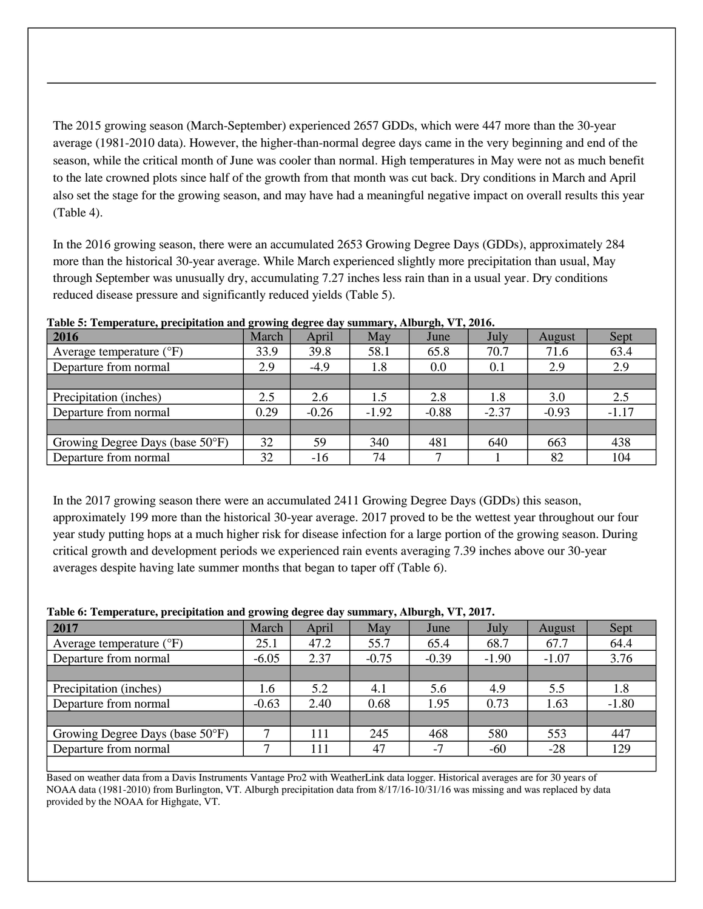The 2015 growing season (March-September) experienced 2657 GDDs, which were 447 more than the 30-year average (1981-2010 data). However, the higher-than-normal degree days came in the very beginning and end of the season, while the critical month of June was cooler than normal. High temperatures in May were not as much benefit to the late crowned plots since half of the growth from that month was cut back. Dry conditions in March and April also set the stage for the growing season, and may have had a meaningful negative impact on overall results this year (Table 4).

In the 2016 growing season, there were an accumulated 2653 Growing Degree Days (GDDs), approximately 284 more than the historical 30-year average. While March experienced slightly more precipitation than usual, May through September was unusually dry, accumulating 7.27 inches less rain than in a usual year. Dry conditions reduced disease pressure and significantly reduced yields (Table 5).

**Table 5: Temperature, precipitation and growing degree day summary, Alburgh, VT, 2016.**

| 2016 | March | April | May | June | July | August | Sept |
|---|---|---|---|---|---|---|---|
| Average temperature (°F) | 33.9 | 39.8 | 58.1 | 65.8 | 70.7 | 71.6 | 63.4 |
| Departure from normal | 2.9 | -4.9 | 1.8 | 0.0 | 0.1 | 2.9 | 2.9 |
| | | | | | | | |
| Precipitation (inches) | 2.5 | 2.6 | 1.5 | 2.8 | 1.8 | 3.0 | 2.5 |
| Departure from normal | 0.29 | -0.26 | -1.92 | -0.88 | -2.37 | -0.93 | -1.17 |
| | | | | | | | |
| Growing Degree Days (base 50°F) | 32 | 59 | 340 | 481 | 640 | 663 | 438 |
| Departure from normal | 32 | -16 | 74 | 7 | 1 | 82 | 104 |

In the 2017 growing season there were an accumulated 2411 Growing Degree Days (GDDs) this season, approximately 199 more than the historical 30-year average. 2017 proved to be the wettest year throughout our four year study putting hops at a much higher risk for disease infection for a large portion of the growing season. During critical growth and development periods we experienced rain events averaging 7.39 inches above our 30-year averages despite having late summer months that began to taper off (Table 6).

**Table 6: Temperature, precipitation and growing degree day summary, Alburgh, VT, 2017.**

| 2017 | March | April | May | June | July | August | Sept |
|---|---|---|---|---|---|---|---|
| Average temperature (°F) | 25.1 | 47.2 | 55.7 | 65.4 | 68.7 | 67.7 | 64.4 |
| Departure from normal | -6.05 | 2.37 | -0.75 | -0.39 | -1.90 | -1.07 | 3.76 |
| | | | | | | | |
| Precipitation (inches) | 1.6 | 5.2 | 4.1 | 5.6 | 4.9 | 5.5 | 1.8 |
| Departure from normal | -0.63 | 2.40 | 0.68 | 1.95 | 0.73 | 1.63 | -1.80 |
| | | | | | | | |
| Growing Degree Days (base 50°F) | 7 | 111 | 245 | 468 | 580 | 553 | 447 |
| Departure from normal | 7 | 111 | 47 | -7 | -60 | -28 | 129 |

Based on weather data from a Davis Instruments Vantage Pro2 with WeatherLink data logger. Historical averages are for 30 years of NOAA data (1981-2010) from Burlington, VT. Alburgh precipitation data from 8/17/16-10/31/16 was missing and was replaced by data provided by the NOAA for Highgate, VT.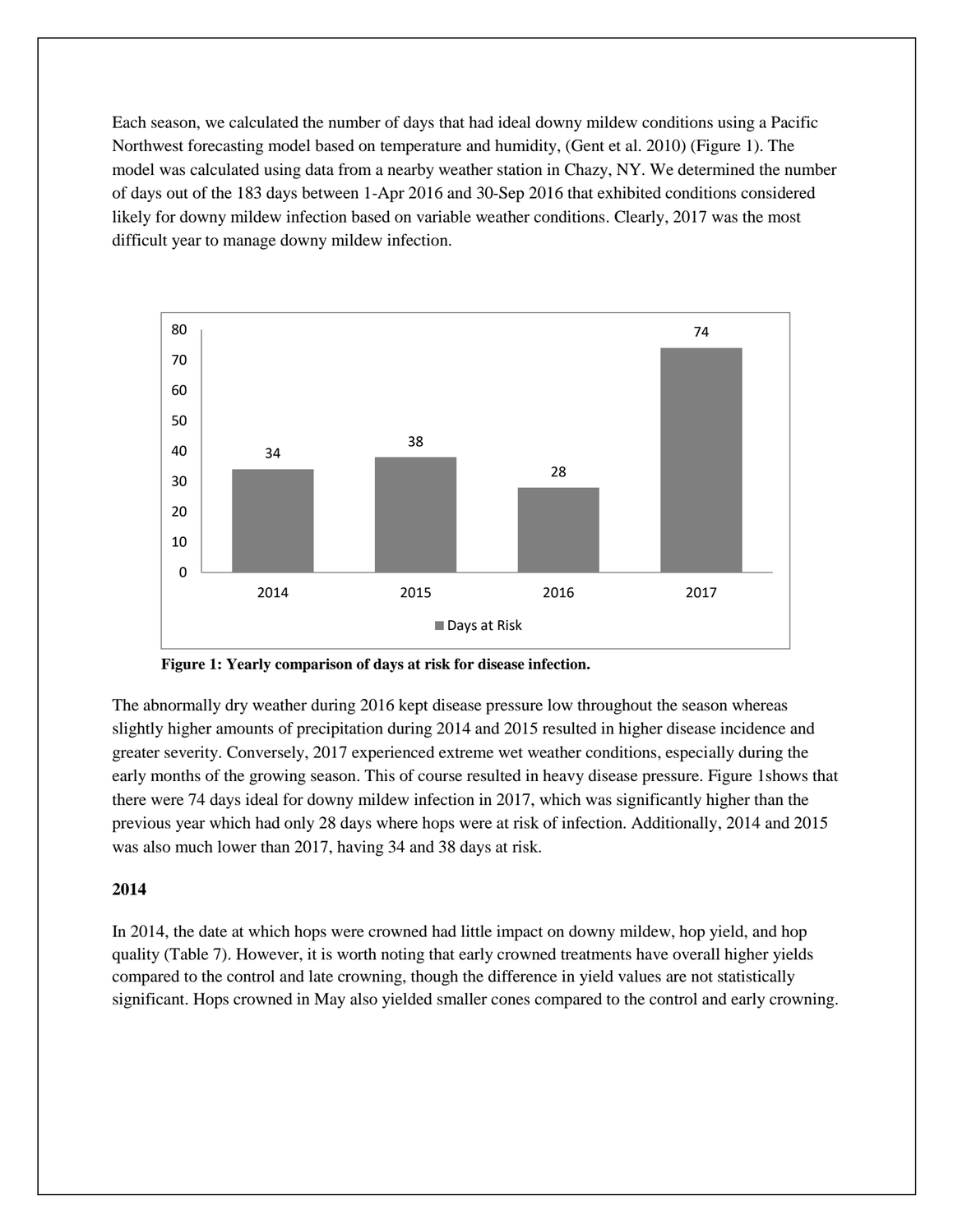Each season, we calculated the number of days that had ideal downy mildew conditions using a Pacific Northwest forecasting model based on temperature and humidity, (Gent et al. 2010) (Figure 1). The model was calculated using data from a nearby weather station in Chazy, NY. We determined the number of days out of the 183 days between 1-Apr 2016 and 30-Sep 2016 that exhibited conditions considered likely for downy mildew infection based on variable weather conditions. Clearly, 2017 was the most difficult year to manage downy mildew infection.

| Year | Days at Risk |
|---|---|
| 2014 | 34 |
| 2015 | 38 |
| 2016 | 28 |
| 2017 | 74 |

**Figure 1: Yearly comparison of days at risk for disease infection.**

The abnormally dry weather during 2016 kept disease pressure low throughout the season whereas slightly higher amounts of precipitation during 2014 and 2015 resulted in higher disease incidence and greater severity. Conversely, 2017 experienced extreme wet weather conditions, especially during the early months of the growing season. This of course resulted in heavy disease pressure. Figure 1shows that there were 74 days ideal for downy mildew infection in 2017, which was significantly higher than the previous year which had only 28 days where hops were at risk of infection. Additionally, 2014 and 2015 was also much lower than 2017, having 34 and 38 days at risk.

**2014**

In 2014, the date at which hops were crowned had little impact on downy mildew, hop yield, and hop quality (Table 7). However, it is worth noting that early crowned treatments have overall higher yields compared to the control and late crowning, though the difference in yield values are not statistically significant. Hops crowned in May also yielded smaller cones compared to the control and early crowning.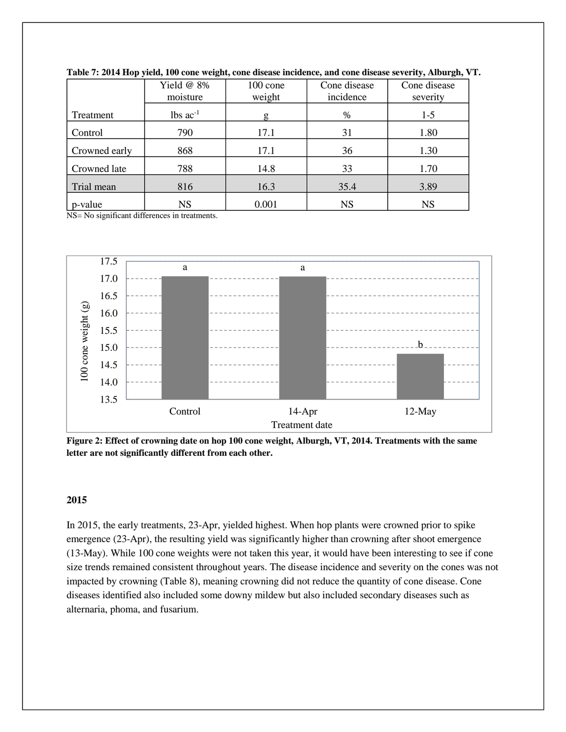**Table 7: 2014 Hop yield, 100 cone weight, cone disease incidence, and cone disease severity, Alburgh, VT.**

| Treatment | Yield @ 8% moisture | 100 cone weight | Cone disease incidence | Cone disease severity |
|---|---|---|---|---|
| | lbs ac$^{-1}$ | g | % | 1-5 |
| Control | 790 | 17.1 | 31 | 1.80 |
| Crowned early | 868 | 17.1 | 36 | 1.30 |
| Crowned late | 788 | 14.8 | 33 | 1.70 |
| Trial mean | 816 | 16.3 | 35.4 | 3.89 |
| p-value | NS | 0.001 | NS | NS |

NS= No significant differences in treatments.

**Figure 2: Effect of crowning date on hop 100 cone weight, Alburgh, VT, 2014. Treatments with the same letter are not significantly different from each other.**

### 2015

In 2015, the early treatments, 23-Apr, yielded highest. When hop plants were crowned prior to spike emergence (23-Apr), the resulting yield was significantly higher than crowning after shoot emergence (13-May). While 100 cone weights were not taken this year, it would have been interesting to see if cone size trends remained consistent throughout years. The disease incidence and severity on the cones was not impacted by crowning (Table 8), meaning crowning did not reduce the quantity of cone disease. Cone diseases identified also included some downy mildew but also included secondary diseases such as alternaria, phoma, and fusarium.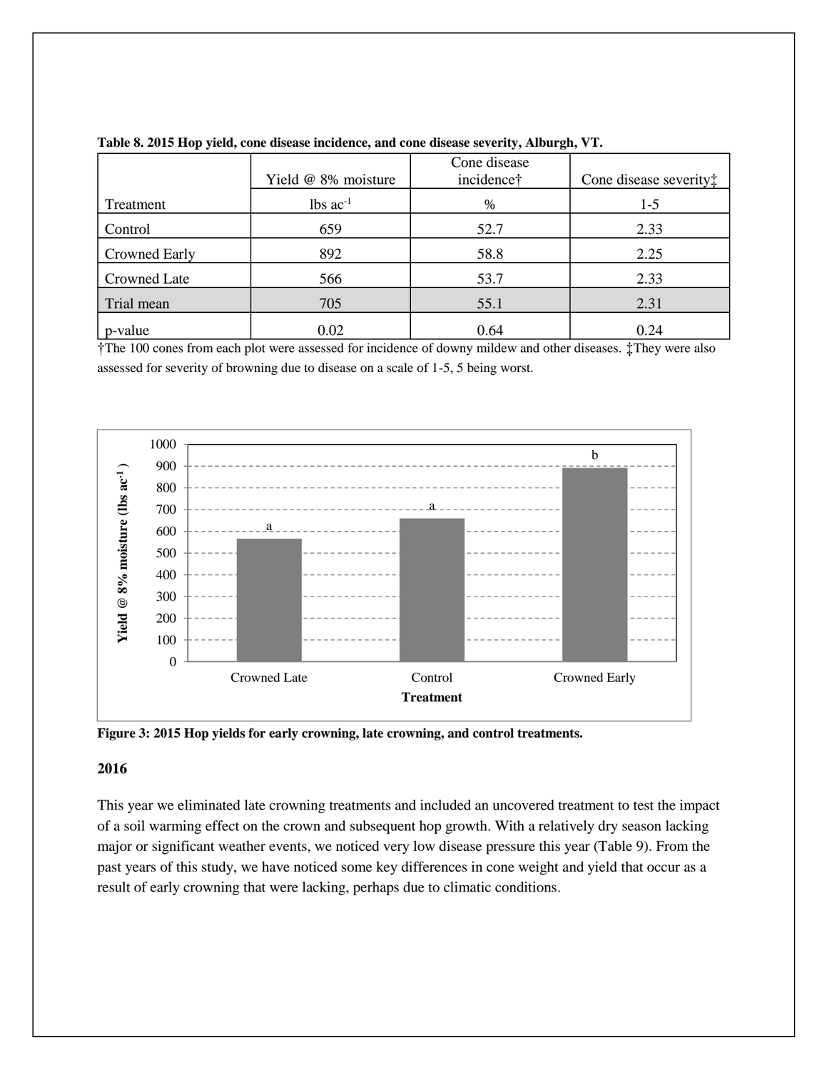**Table 8. 2015 Hop yield, cone disease incidence, and cone disease severity, Alburgh, VT.**

| Treatment | Yield @ 8% moisture | Cone disease incidence† | Cone disease severity‡ |
|---|---|---|---|
| | lbs ac$^{-1}$ | % | 1-5 |
| Control | 659 | 52.7 | 2.33 |
| Crowned Early | 892 | 58.8 | 2.25 |
| Crowned Late | 566 | 53.7 | 2.33 |
| Trial mean | 705 | 55.1 | 2.31 |
| p-value | 0.02 | 0.64 | 0.24 |

†The 100 cones from each plot were assessed for incidence of downy mildew and other diseases. ‡They were also assessed for severity of browning due to disease on a scale of 1-5, 5 being worst.

**Figure 3: 2015 Hop yields for early crowning, late crowning, and control treatments.**

**2016**

This year we eliminated late crowning treatments and included an uncovered treatment to test the impact of a soil warming effect on the crown and subsequent hop growth. With a relatively dry season lacking major or significant weather events, we noticed very low disease pressure this year (Table 9). From the past years of this study, we have noticed some key differences in cone weight and yield that occur as a result of early crowning that were lacking, perhaps due to climatic conditions.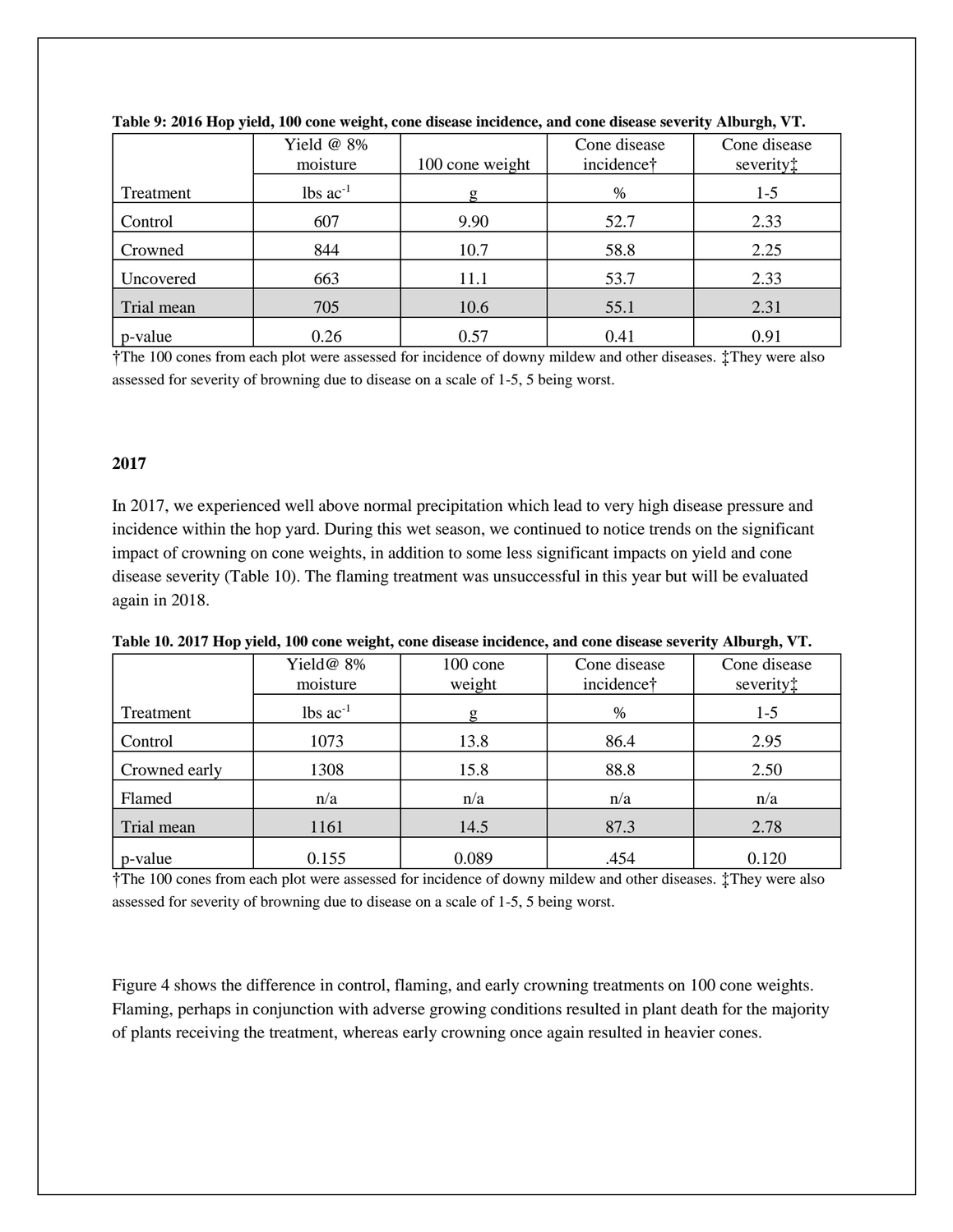**Table 9: 2016 Hop yield, 100 cone weight, cone disease incidence, and cone disease severity Alburgh, VT.**

| | Yield @ 8% moisture | 100 cone weight | Cone disease incidence† | Cone disease severity‡ |
|---|---|---|---|---|
| Treatment | lbs ac$^{-1}$ | g | % | 1-5 |
| Control | 607 | 9.90 | 52.7 | 2.33 |
| Crowned | 844 | 10.7 | 58.8 | 2.25 |
| Uncovered | 663 | 11.1 | 53.7 | 2.33 |
| Trial mean | 705 | 10.6 | 55.1 | 2.31 |
| p-value | 0.26 | 0.57 | 0.41 | 0.91 |

†The 100 cones from each plot were assessed for incidence of downy mildew and other diseases. ‡They were also assessed for severity of browning due to disease on a scale of 1-5, 5 being worst.

### 2017

In 2017, we experienced well above normal precipitation which lead to very high disease pressure and incidence within the hop yard. During this wet season, we continued to notice trends on the significant impact of crowning on cone weights, in addition to some less significant impacts on yield and cone disease severity (Table 10). The flaming treatment was unsuccessful in this year but will be evaluated again in 2018.

**Table 10. 2017 Hop yield, 100 cone weight, cone disease incidence, and cone disease severity Alburgh, VT.**

| | Yield@ 8% moisture | 100 cone weight | Cone disease incidence† | Cone disease severity‡ |
|---|---|---|---|---|
| Treatment | lbs ac$^{-1}$ | g | % | 1-5 |
| Control | 1073 | 13.8 | 86.4 | 2.95 |
| Crowned early | 1308 | 15.8 | 88.8 | 2.50 |
| Flamed | n/a | n/a | n/a | n/a |
| Trial mean | 1161 | 14.5 | 87.3 | 2.78 |
| p-value | 0.155 | 0.089 | .454 | 0.120 |

†The 100 cones from each plot were assessed for incidence of downy mildew and other diseases. ‡They were also assessed for severity of browning due to disease on a scale of 1-5, 5 being worst.

Figure 4 shows the difference in control, flaming, and early crowning treatments on 100 cone weights. Flaming, perhaps in conjunction with adverse growing conditions resulted in plant death for the majority of plants receiving the treatment, whereas early crowning once again resulted in heavier cones.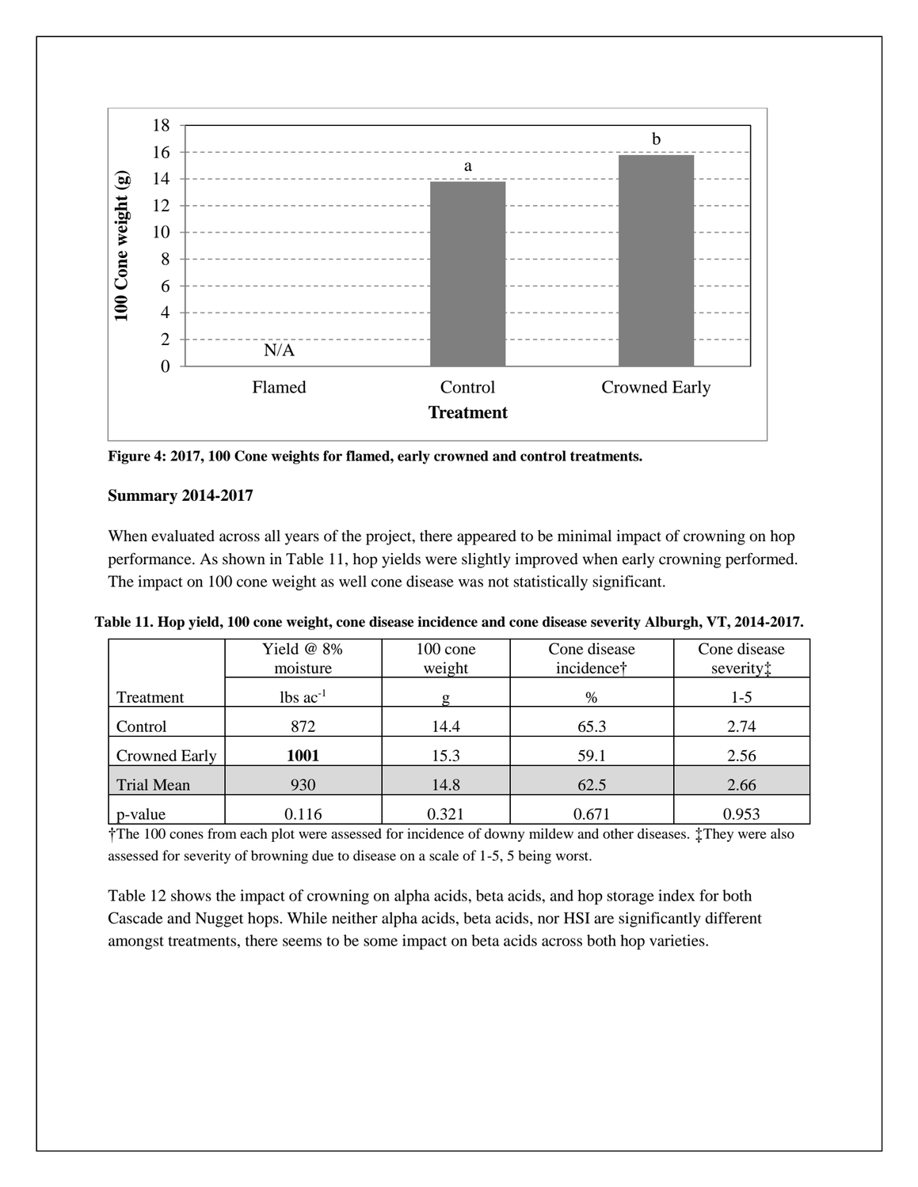**Figure 4: 2017, 100 Cone weights for flamed, early crowned and control treatments.**

**Summary 2014-2017**

When evaluated across all years of the project, there appeared to be minimal impact of crowning on hop performance. As shown in Table 11, hop yields were slightly improved when early crowning performed. The impact on 100 cone weight as well cone disease was not statistically significant.

**Table 11. Hop yield, 100 cone weight, cone disease incidence and cone disease severity Alburgh, VT, 2014-2017.**

| | Yield @ 8% moisture | 100 cone weight | Cone disease incidence† | Cone disease severity‡ |
|---|---|---|---|---|
| Treatment | lbs ac$^{-1}$ | g | % | 1-5 |
| Control | 872 | 14.4 | 65.3 | 2.74 |
| Crowned Early | **1001** | 15.3 | 59.1 | 2.56 |
| Trial Mean | 930 | 14.8 | 62.5 | 2.66 |
| p-value | 0.116 | 0.321 | 0.671 | 0.953 |

†The 100 cones from each plot were assessed for incidence of downy mildew and other diseases. ‡They were also assessed for severity of browning due to disease on a scale of 1-5, 5 being worst.

Table 12 shows the impact of crowning on alpha acids, beta acids, and hop storage index for both Cascade and Nugget hops. While neither alpha acids, beta acids, nor HSI are significantly different amongst treatments, there seems to be some impact on beta acids across both hop varieties.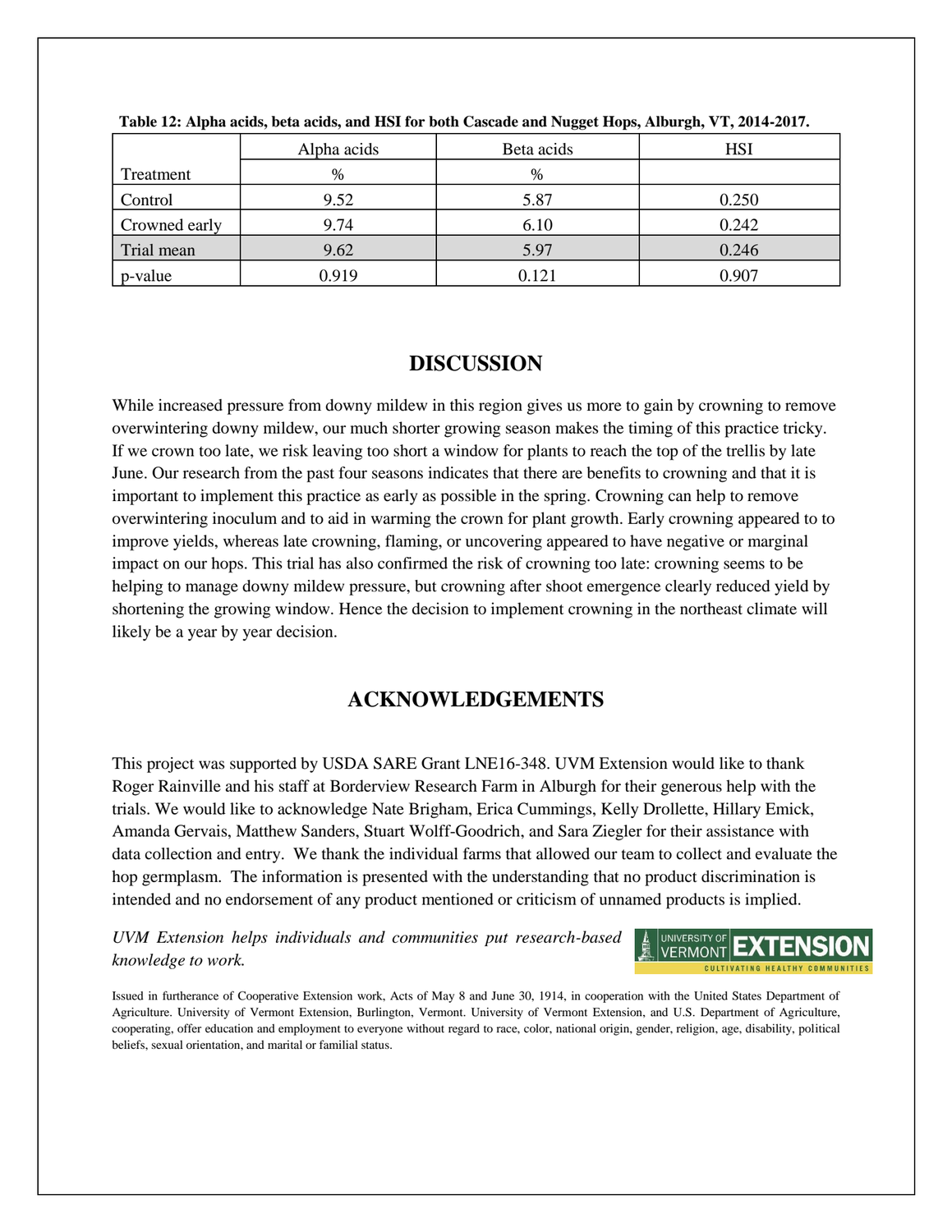**Table 12: Alpha acids, beta acids, and HSI for both Cascade and Nugget Hops, Alburgh, VT, 2014-2017.**

| | Alpha acids | Beta acids | HSI |
|---|---|---|---|
| Treatment | % | % | |
| Control | 9.52 | 5.87 | 0.250 |
| Crowned early | 9.74 | 6.10 | 0.242 |
| Trial mean | 9.62 | 5.97 | 0.246 |
| p-value | 0.919 | 0.121 | 0.907 |

## DISCUSSION

While increased pressure from downy mildew in this region gives us more to gain by crowning to remove overwintering downy mildew, our much shorter growing season makes the timing of this practice tricky. If we crown too late, we risk leaving too short a window for plants to reach the top of the trellis by late June. Our research from the past four seasons indicates that there are benefits to crowning and that it is important to implement this practice as early as possible in the spring. Crowning can help to remove overwintering inoculum and to aid in warming the crown for plant growth. Early crowning appeared to to improve yields, whereas late crowning, flaming, or uncovering appeared to have negative or marginal impact on our hops. This trial has also confirmed the risk of crowning too late: crowning seems to be helping to manage downy mildew pressure, but crowning after shoot emergence clearly reduced yield by shortening the growing window. Hence the decision to implement crowning in the northeast climate will likely be a year by year decision.

## ACKNOWLEDGEMENTS

This project was supported by USDA SARE Grant LNE16-348. UVM Extension would like to thank Roger Rainville and his staff at Borderview Research Farm in Alburgh for their generous help with the trials. We would like to acknowledge Nate Brigham, Erica Cummings, Kelly Drollette, Hillary Emick, Amanda Gervais, Matthew Sanders, Stuart Wolff-Goodrich, and Sara Ziegler for their assistance with data collection and entry. We thank the individual farms that allowed our team to collect and evaluate the hop germplasm. The information is presented with the understanding that no product discrimination is intended and no endorsement of any product mentioned or criticism of unnamed products is implied.

*UVM Extension helps individuals and communities put research-based knowledge to work.*

UNIVERSITY OF VERMONT EXTENSION
CULTIVATING HEALTHY COMMUNITIES

Issued in furtherance of Cooperative Extension work, Acts of May 8 and June 30, 1914, in cooperation with the United States Department of Agriculture. University of Vermont Extension, Burlington, Vermont. University of Vermont Extension, and U.S. Department of Agriculture, cooperating, offer education and employment to everyone without regard to race, color, national origin, gender, religion, age, disability, political beliefs, sexual orientation, and marital or familial status.